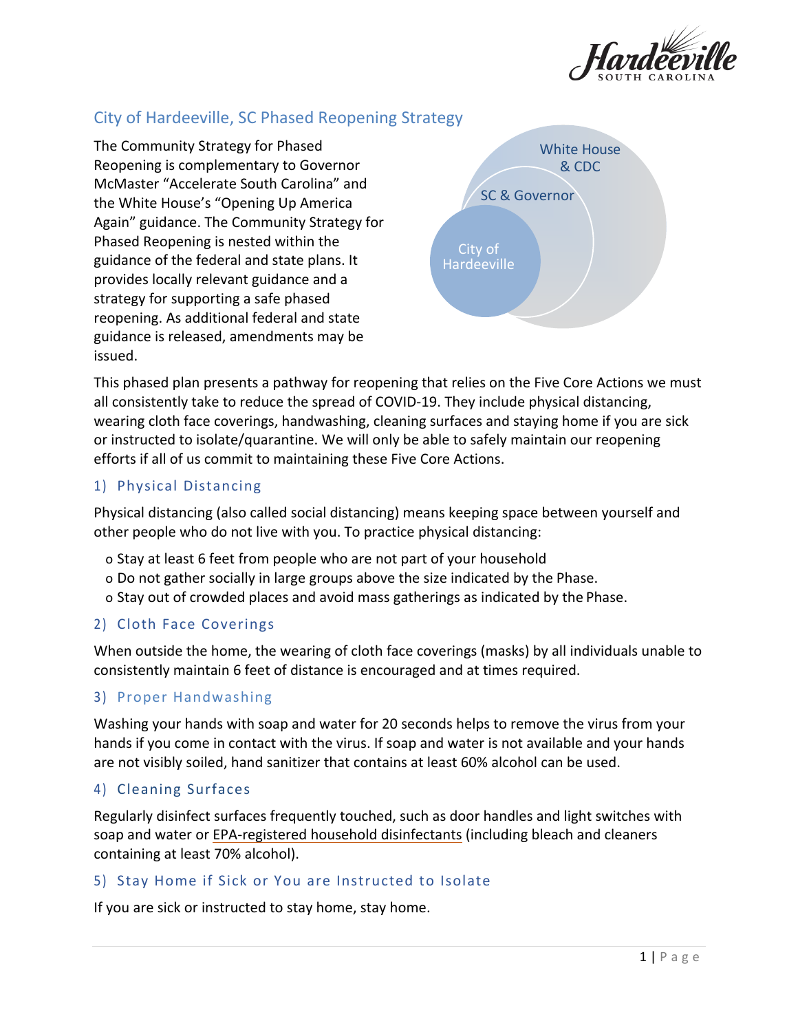# City of Hardeeville, SC Phased Reopening Strategy

The Community Strategy for Phased Reopening is complementary to Governor McMaster "Accelerate South Carolina" and the White House's "Opening Up America Again" guidance. The Community Strategy for Phased Reopening is nested within the guidance of the federal and state plans. It provides locally relevant guidance and a strategy for supporting a safe phased reopening. As additional federal and state guidance is released, amendments may be issued.

White House & CDC

SC & Governor

City of Hardeeville

This phased plan presents a pathway for reopening that relies on the Five Core Actions we must all consistently take to reduce the spread of COVID-19. They include physical distancing, wearing cloth face coverings, handwashing, cleaning surfaces and staying home if you are sick or instructed to isolate/quarantine. We will only be able to safely maintain our reopening efforts if all of us commit to maintaining these Five Core Actions.

## 1) Physical Distancing

Physical distancing (also called social distancing) means keeping space between yourself and other people who do not live with you. To practice physical distancing:

- Stay at least 6 feet from people who are not part of your household
- Do not gather socially in large groups above the size indicated by the Phase.
- Stay out of crowded places and avoid mass gatherings as indicated by the Phase.

## 2) Cloth Face Coverings

When outside the home, the wearing of cloth face coverings (masks) by all individuals unable to consistently maintain 6 feet of distance is encouraged and at times required.

## 3) Proper Handwashing

Washing your hands with soap and water for 20 seconds helps to remove the virus from your hands if you come in contact with the virus. If soap and water is not available and your hands are not visibly soiled, hand sanitizer that contains at least 60% alcohol can be used.

## 4) Cleaning Surfaces

Regularly disinfect surfaces frequently touched, such as door handles and light switches with soap and water or EPA-registered household disinfectants (including bleach and cleaners containing at least 70% alcohol).

## 5) Stay Home if Sick or You are Instructed to Isolate

If you are sick or instructed to stay home, stay home.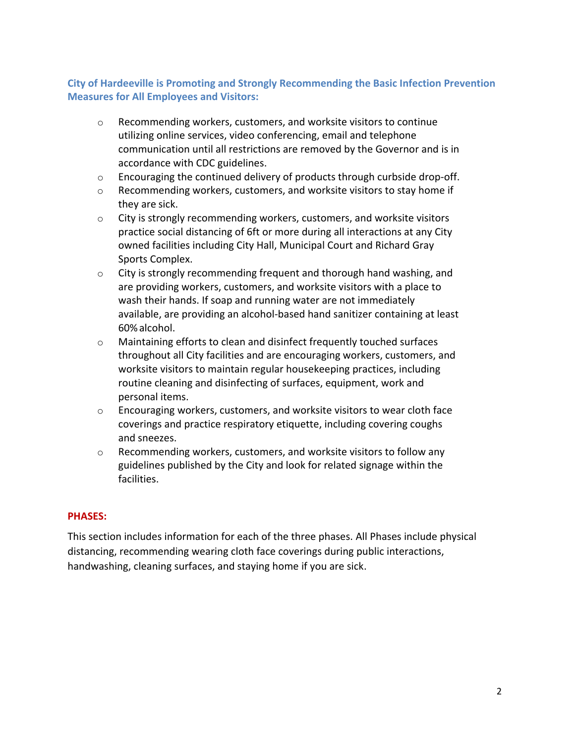### City of Hardeeville is Promoting and Strongly Recommending the Basic Infection Prevention Measures for All Employees and Visitors:

- Recommending workers, customers, and worksite visitors to continue utilizing online services, video conferencing, email and telephone communication until all restrictions are removed by the Governor and is in accordance with CDC guidelines.
- Encouraging the continued delivery of products through curbside drop-off.
- Recommending workers, customers, and worksite visitors to stay home if they are sick.
- City is strongly recommending workers, customers, and worksite visitors practice social distancing of 6ft or more during all interactions at any City owned facilities including City Hall, Municipal Court and Richard Gray Sports Complex.
- City is strongly recommending frequent and thorough hand washing, and are providing workers, customers, and worksite visitors with a place to wash their hands. If soap and running water are not immediately available, are providing an alcohol-based hand sanitizer containing at least 60% alcohol.
- Maintaining efforts to clean and disinfect frequently touched surfaces throughout all City facilities and are encouraging workers, customers, and worksite visitors to maintain regular housekeeping practices, including routine cleaning and disinfecting of surfaces, equipment, work and personal items.
- Encouraging workers, customers, and worksite visitors to wear cloth face coverings and practice respiratory etiquette, including covering coughs and sneezes.
- Recommending workers, customers, and worksite visitors to follow any guidelines published by the City and look for related signage within the facilities.

### PHASES:

This section includes information for each of the three phases. All Phases include physical distancing, recommending wearing cloth face coverings during public interactions, handwashing, cleaning surfaces, and staying home if you are sick.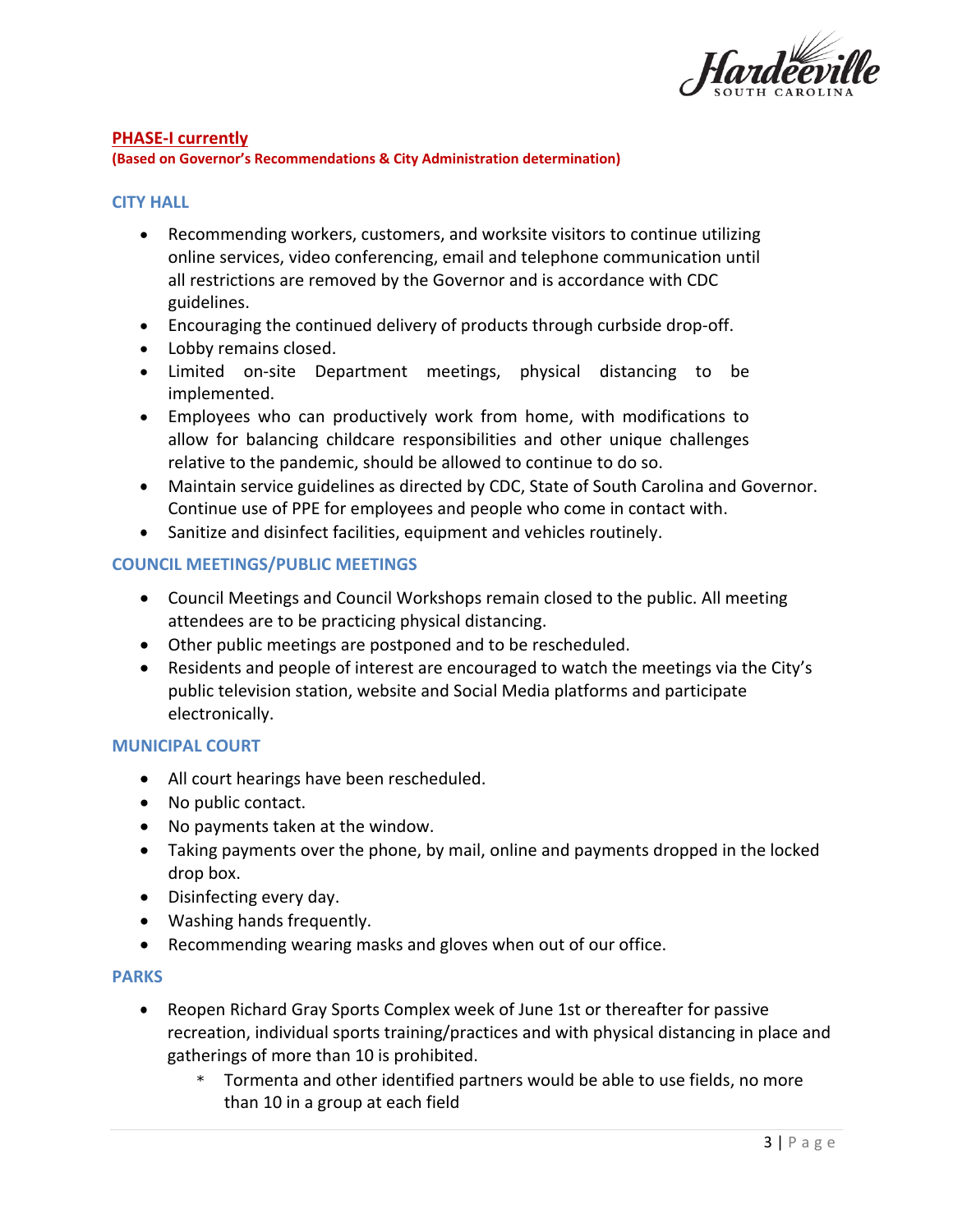## PHASE-I currently

**(Based on Governor's Recommendations & City Administration determination)**

### CITY HALL

- Recommending workers, customers, and worksite visitors to continue utilizing online services, video conferencing, email and telephone communication until all restrictions are removed by the Governor and is accordance with CDC guidelines.
- Encouraging the continued delivery of products through curbside drop-off.
- Lobby remains closed.
- Limited on-site Department meetings, physical distancing to be implemented.
- Employees who can productively work from home, with modifications to allow for balancing childcare responsibilities and other unique challenges relative to the pandemic, should be allowed to continue to do so.
- Maintain service guidelines as directed by CDC, State of South Carolina and Governor. Continue use of PPE for employees and people who come in contact with.
- Sanitize and disinfect facilities, equipment and vehicles routinely.

### COUNCIL MEETINGS/PUBLIC MEETINGS

- Council Meetings and Council Workshops remain closed to the public. All meeting attendees are to be practicing physical distancing.
- Other public meetings are postponed and to be rescheduled.
- Residents and people of interest are encouraged to watch the meetings via the City's public television station, website and Social Media platforms and participate electronically.

### MUNICIPAL COURT

- All court hearings have been rescheduled.
- No public contact.
- No payments taken at the window.
- Taking payments over the phone, by mail, online and payments dropped in the locked drop box.
- Disinfecting every day.
- Washing hands frequently.
- Recommending wearing masks and gloves when out of our office.

### PARKS

- Reopen Richard Gray Sports Complex week of June 1st or thereafter for passive recreation, individual sports training/practices and with physical distancing in place and gatherings of more than 10 is prohibited.
  - Tormenta and other identified partners would be able to use fields, no more than 10 in a group at each field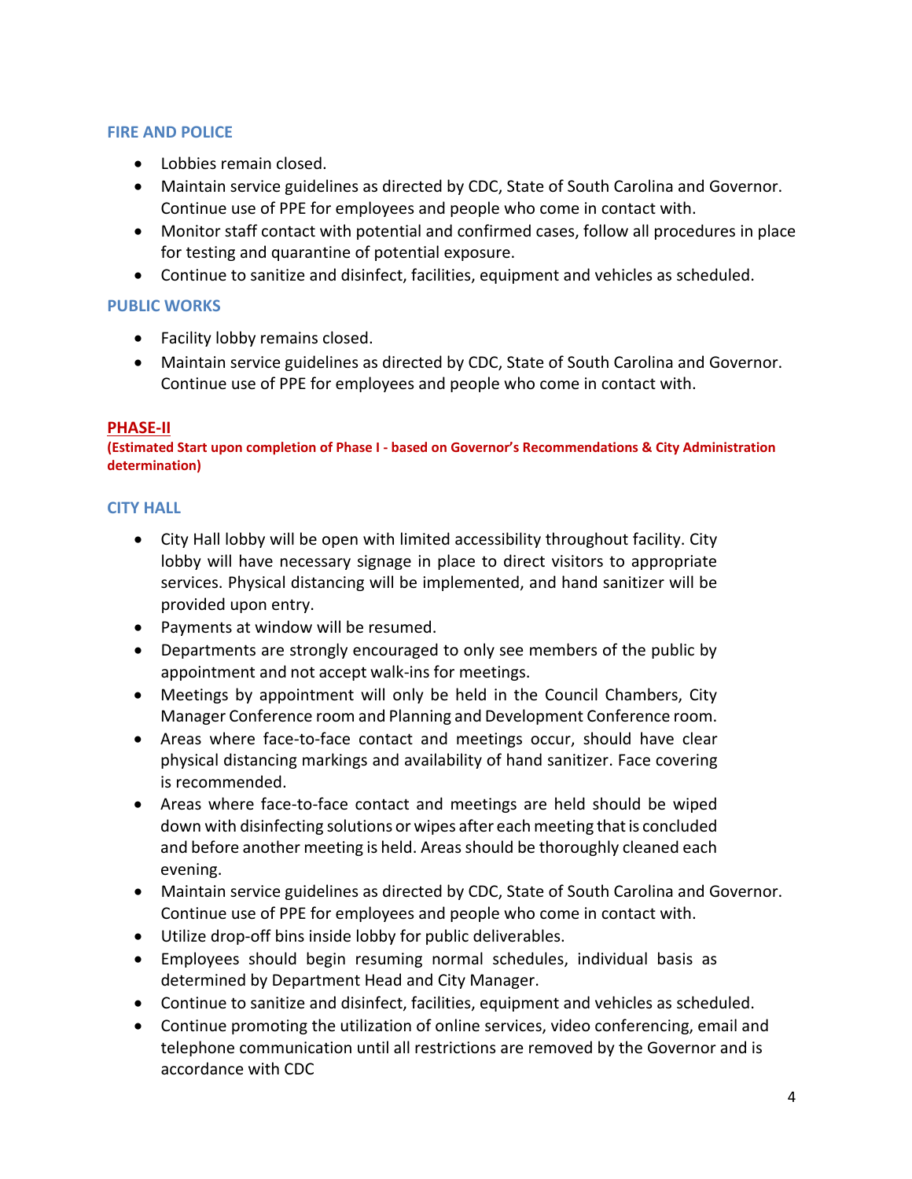### FIRE AND POLICE

- Lobbies remain closed.
- Maintain service guidelines as directed by CDC, State of South Carolina and Governor. Continue use of PPE for employees and people who come in contact with.
- Monitor staff contact with potential and confirmed cases, follow all procedures in place for testing and quarantine of potential exposure.
- Continue to sanitize and disinfect, facilities, equipment and vehicles as scheduled.

### PUBLIC WORKS

- Facility lobby remains closed.
- Maintain service guidelines as directed by CDC, State of South Carolina and Governor. Continue use of PPE for employees and people who come in contact with.

## PHASE-II

**(Estimated Start upon completion of Phase I - based on Governor's Recommendations & City Administration determination)**

### CITY HALL

- City Hall lobby will be open with limited accessibility throughout facility. City lobby will have necessary signage in place to direct visitors to appropriate services. Physical distancing will be implemented, and hand sanitizer will be provided upon entry.
- Payments at window will be resumed.
- Departments are strongly encouraged to only see members of the public by appointment and not accept walk-ins for meetings.
- Meetings by appointment will only be held in the Council Chambers, City Manager Conference room and Planning and Development Conference room.
- Areas where face-to-face contact and meetings occur, should have clear physical distancing markings and availability of hand sanitizer. Face covering is recommended.
- Areas where face-to-face contact and meetings are held should be wiped down with disinfecting solutions or wipes after each meeting that is concluded and before another meeting is held. Areas should be thoroughly cleaned each evening.
- Maintain service guidelines as directed by CDC, State of South Carolina and Governor. Continue use of PPE for employees and people who come in contact with.
- Utilize drop-off bins inside lobby for public deliverables.
- Employees should begin resuming normal schedules, individual basis as determined by Department Head and City Manager.
- Continue to sanitize and disinfect, facilities, equipment and vehicles as scheduled.
- Continue promoting the utilization of online services, video conferencing, email and telephone communication until all restrictions are removed by the Governor and is accordance with CDC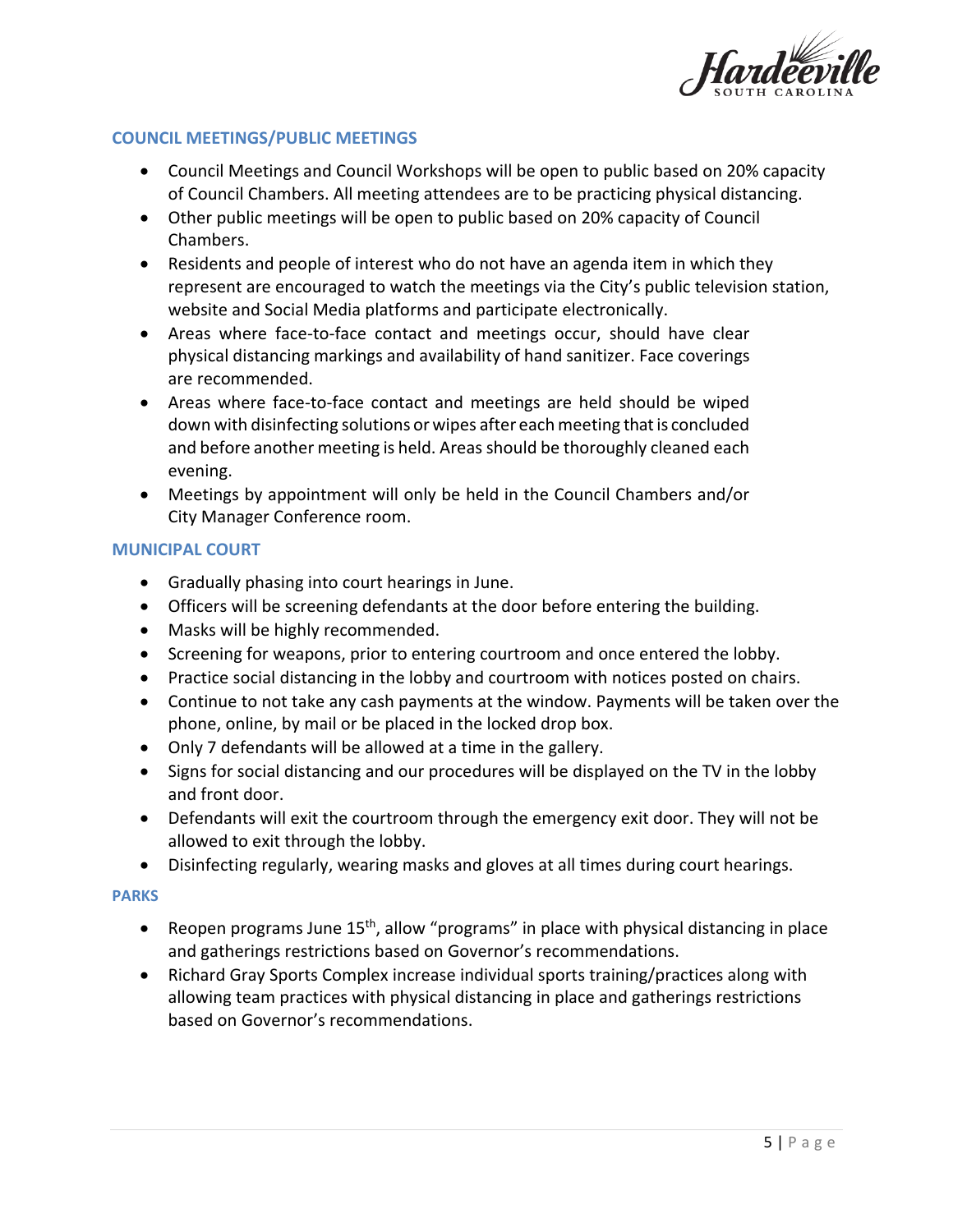## COUNCIL MEETINGS/PUBLIC MEETINGS

- Council Meetings and Council Workshops will be open to public based on 20% capacity of Council Chambers. All meeting attendees are to be practicing physical distancing.
- Other public meetings will be open to public based on 20% capacity of Council Chambers.
- Residents and people of interest who do not have an agenda item in which they represent are encouraged to watch the meetings via the City's public television station, website and Social Media platforms and participate electronically.
- Areas where face-to-face contact and meetings occur, should have clear physical distancing markings and availability of hand sanitizer. Face coverings are recommended.
- Areas where face-to-face contact and meetings are held should be wiped down with disinfecting solutions or wipes after each meeting that is concluded and before another meeting is held. Areas should be thoroughly cleaned each evening.
- Meetings by appointment will only be held in the Council Chambers and/or City Manager Conference room.

## MUNICIPAL COURT

- Gradually phasing into court hearings in June.
- Officers will be screening defendants at the door before entering the building.
- Masks will be highly recommended.
- Screening for weapons, prior to entering courtroom and once entered the lobby.
- Practice social distancing in the lobby and courtroom with notices posted on chairs.
- Continue to not take any cash payments at the window. Payments will be taken over the phone, online, by mail or be placed in the locked drop box.
- Only 7 defendants will be allowed at a time in the gallery.
- Signs for social distancing and our procedures will be displayed on the TV in the lobby and front door.
- Defendants will exit the courtroom through the emergency exit door. They will not be allowed to exit through the lobby.
- Disinfecting regularly, wearing masks and gloves at all times during court hearings.

## PARKS

- Reopen programs June 15th, allow "programs" in place with physical distancing in place and gatherings restrictions based on Governor's recommendations.
- Richard Gray Sports Complex increase individual sports training/practices along with allowing team practices with physical distancing in place and gatherings restrictions based on Governor's recommendations.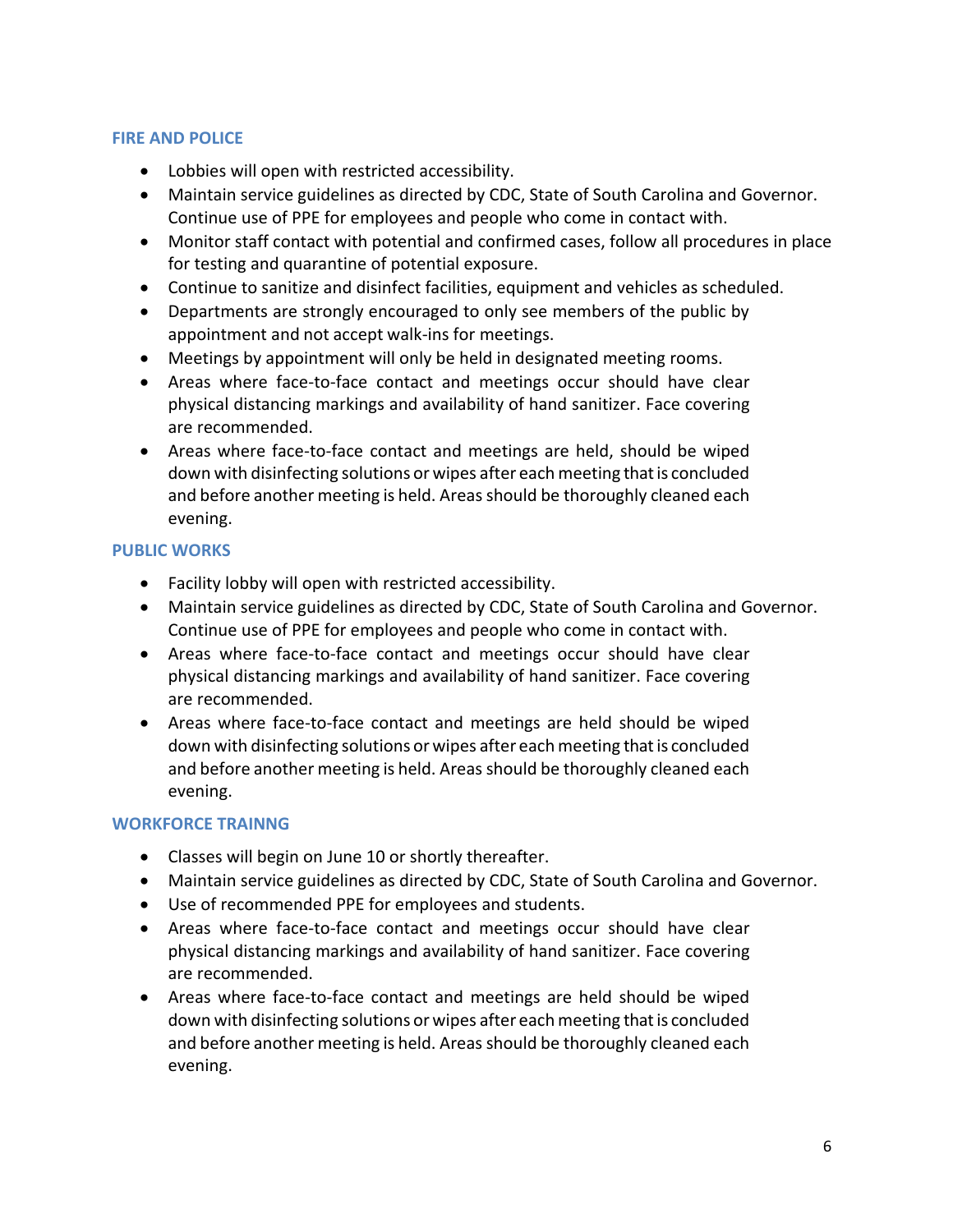### FIRE AND POLICE

- Lobbies will open with restricted accessibility.
- Maintain service guidelines as directed by CDC, State of South Carolina and Governor. Continue use of PPE for employees and people who come in contact with.
- Monitor staff contact with potential and confirmed cases, follow all procedures in place for testing and quarantine of potential exposure.
- Continue to sanitize and disinfect facilities, equipment and vehicles as scheduled.
- Departments are strongly encouraged to only see members of the public by appointment and not accept walk-ins for meetings.
- Meetings by appointment will only be held in designated meeting rooms.
- Areas where face-to-face contact and meetings occur should have clear physical distancing markings and availability of hand sanitizer. Face covering are recommended.
- Areas where face-to-face contact and meetings are held, should be wiped down with disinfecting solutions or wipes after each meeting that is concluded and before another meeting is held. Areas should be thoroughly cleaned each evening.

### PUBLIC WORKS

- Facility lobby will open with restricted accessibility.
- Maintain service guidelines as directed by CDC, State of South Carolina and Governor. Continue use of PPE for employees and people who come in contact with.
- Areas where face-to-face contact and meetings occur should have clear physical distancing markings and availability of hand sanitizer. Face covering are recommended.
- Areas where face-to-face contact and meetings are held should be wiped down with disinfecting solutions or wipes after each meeting that is concluded and before another meeting is held. Areas should be thoroughly cleaned each evening.

### WORKFORCE TRAINNG

- Classes will begin on June 10 or shortly thereafter.
- Maintain service guidelines as directed by CDC, State of South Carolina and Governor.
- Use of recommended PPE for employees and students.
- Areas where face-to-face contact and meetings occur should have clear physical distancing markings and availability of hand sanitizer. Face covering are recommended.
- Areas where face-to-face contact and meetings are held should be wiped down with disinfecting solutions or wipes after each meeting that is concluded and before another meeting is held. Areas should be thoroughly cleaned each evening.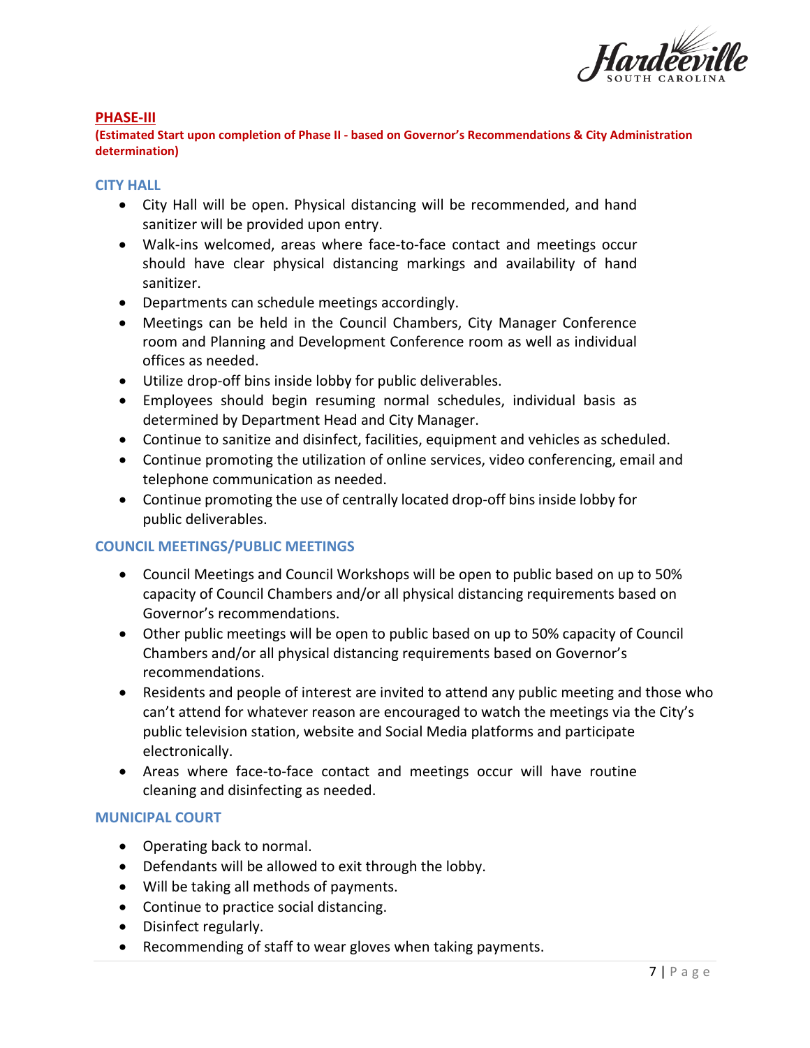## PHASE-III

**(Estimated Start upon completion of Phase II - based on Governor's Recommendations & City Administration determination)**

### CITY HALL

- City Hall will be open. Physical distancing will be recommended, and hand sanitizer will be provided upon entry.
- Walk-ins welcomed, areas where face-to-face contact and meetings occur should have clear physical distancing markings and availability of hand sanitizer.
- Departments can schedule meetings accordingly.
- Meetings can be held in the Council Chambers, City Manager Conference room and Planning and Development Conference room as well as individual offices as needed.
- Utilize drop-off bins inside lobby for public deliverables.
- Employees should begin resuming normal schedules, individual basis as determined by Department Head and City Manager.
- Continue to sanitize and disinfect, facilities, equipment and vehicles as scheduled.
- Continue promoting the utilization of online services, video conferencing, email and telephone communication as needed.
- Continue promoting the use of centrally located drop-off bins inside lobby for public deliverables.

### COUNCIL MEETINGS/PUBLIC MEETINGS

- Council Meetings and Council Workshops will be open to public based on up to 50% capacity of Council Chambers and/or all physical distancing requirements based on Governor's recommendations.
- Other public meetings will be open to public based on up to 50% capacity of Council Chambers and/or all physical distancing requirements based on Governor's recommendations.
- Residents and people of interest are invited to attend any public meeting and those who can't attend for whatever reason are encouraged to watch the meetings via the City's public television station, website and Social Media platforms and participate electronically.
- Areas where face-to-face contact and meetings occur will have routine cleaning and disinfecting as needed.

### MUNICIPAL COURT

- Operating back to normal.
- Defendants will be allowed to exit through the lobby.
- Will be taking all methods of payments.
- Continue to practice social distancing.
- Disinfect regularly.
- Recommending of staff to wear gloves when taking payments.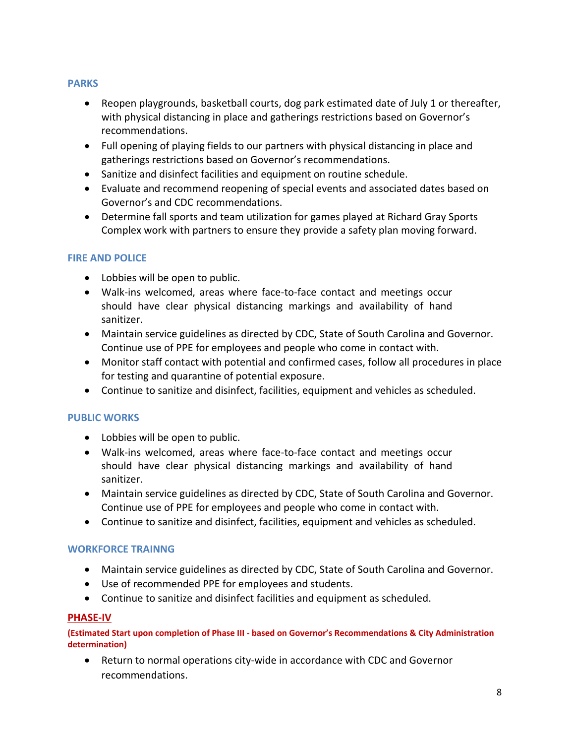### PARKS

- Reopen playgrounds, basketball courts, dog park estimated date of July 1 or thereafter, with physical distancing in place and gatherings restrictions based on Governor's recommendations.
- Full opening of playing fields to our partners with physical distancing in place and gatherings restrictions based on Governor's recommendations.
- Sanitize and disinfect facilities and equipment on routine schedule.
- Evaluate and recommend reopening of special events and associated dates based on Governor's and CDC recommendations.
- Determine fall sports and team utilization for games played at Richard Gray Sports Complex work with partners to ensure they provide a safety plan moving forward.

### FIRE AND POLICE

- Lobbies will be open to public.
- Walk-ins welcomed, areas where face-to-face contact and meetings occur should have clear physical distancing markings and availability of hand sanitizer.
- Maintain service guidelines as directed by CDC, State of South Carolina and Governor. Continue use of PPE for employees and people who come in contact with.
- Monitor staff contact with potential and confirmed cases, follow all procedures in place for testing and quarantine of potential exposure.
- Continue to sanitize and disinfect, facilities, equipment and vehicles as scheduled.

### PUBLIC WORKS

- Lobbies will be open to public.
- Walk-ins welcomed, areas where face-to-face contact and meetings occur should have clear physical distancing markings and availability of hand sanitizer.
- Maintain service guidelines as directed by CDC, State of South Carolina and Governor. Continue use of PPE for employees and people who come in contact with.
- Continue to sanitize and disinfect, facilities, equipment and vehicles as scheduled.

### WORKFORCE TRAINNG

- Maintain service guidelines as directed by CDC, State of South Carolina and Governor.
- Use of recommended PPE for employees and students.
- Continue to sanitize and disinfect facilities and equipment as scheduled.

## PHASE-IV

**(Estimated Start upon completion of Phase III - based on Governor's Recommendations & City Administration determination)**

- Return to normal operations city-wide in accordance with CDC and Governor recommendations.